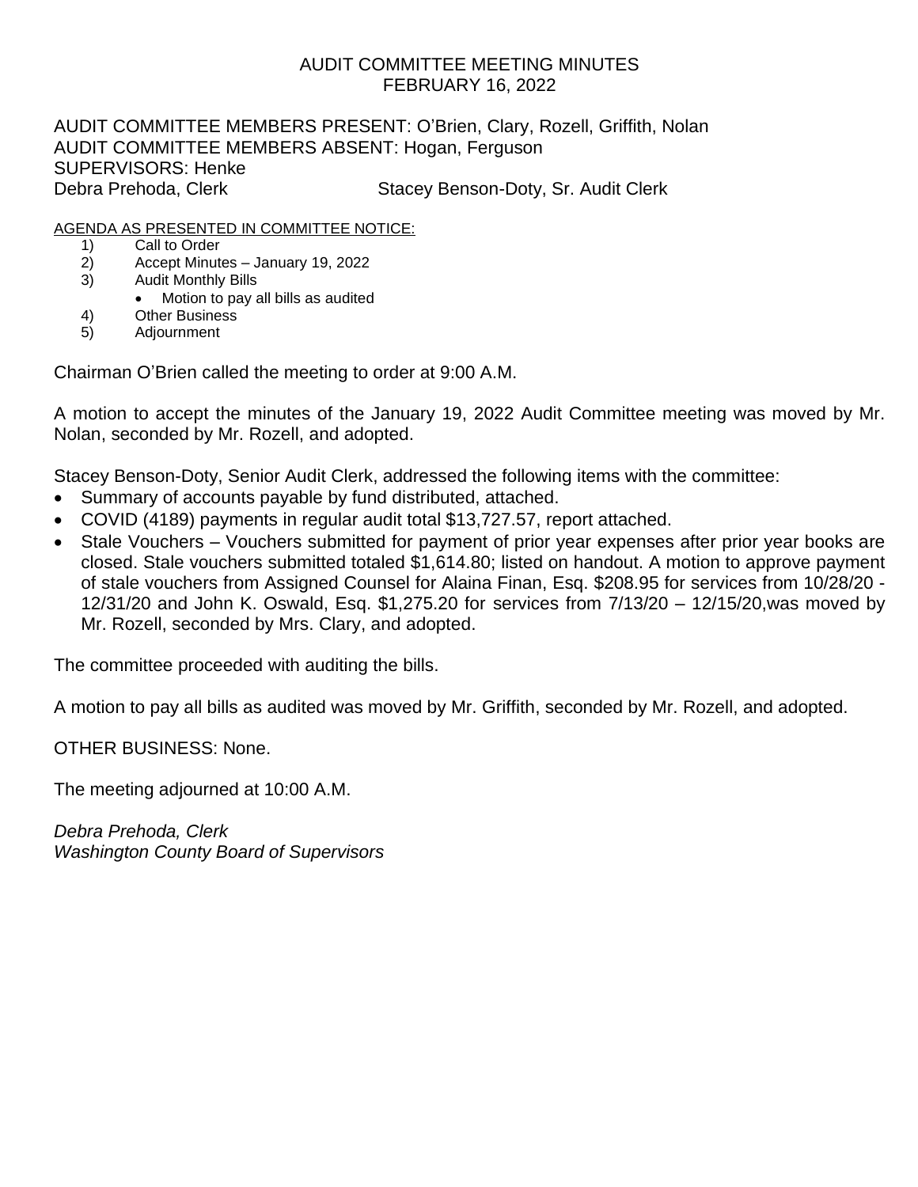# AUDIT COMMITTEE MEETING MINUTES
## FEBRUARY 16, 2022

AUDIT COMMITTEE MEMBERS PRESENT: O'Brien, Clary, Rozell, Griffith, Nolan
AUDIT COMMITTEE MEMBERS ABSENT: Hogan, Ferguson
SUPERVISORS: Henke
Debra Prehoda, Clerk Stacey Benson-Doty, Sr. Audit Clerk

AGENDA AS PRESENTED IN COMMITTEE NOTICE:

1) Call to Order
2) Accept Minutes – January 19, 2022
3) Audit Monthly Bills
   - Motion to pay all bills as audited
4) Other Business
5) Adjournment

Chairman O'Brien called the meeting to order at 9:00 A.M.

A motion to accept the minutes of the January 19, 2022 Audit Committee meeting was moved by Mr. Nolan, seconded by Mr. Rozell, and adopted.

Stacey Benson-Doty, Senior Audit Clerk, addressed the following items with the committee:

- Summary of accounts payable by fund distributed, attached.
- COVID (4189) payments in regular audit total $13,727.57, report attached.
- Stale Vouchers – Vouchers submitted for payment of prior year expenses after prior year books are closed. Stale vouchers submitted totaled $1,614.80; listed on handout. A motion to approve payment of stale vouchers from Assigned Counsel for Alaina Finan, Esq. $208.95 for services from 10/28/20 - 12/31/20 and John K. Oswald, Esq. $1,275.20 for services from 7/13/20 – 12/15/20,was moved by Mr. Rozell, seconded by Mrs. Clary, and adopted.

The committee proceeded with auditing the bills.

A motion to pay all bills as audited was moved by Mr. Griffith, seconded by Mr. Rozell, and adopted.

OTHER BUSINESS: None.

The meeting adjourned at 10:00 A.M.

*Debra Prehoda, Clerk*
*Washington County Board of Supervisors*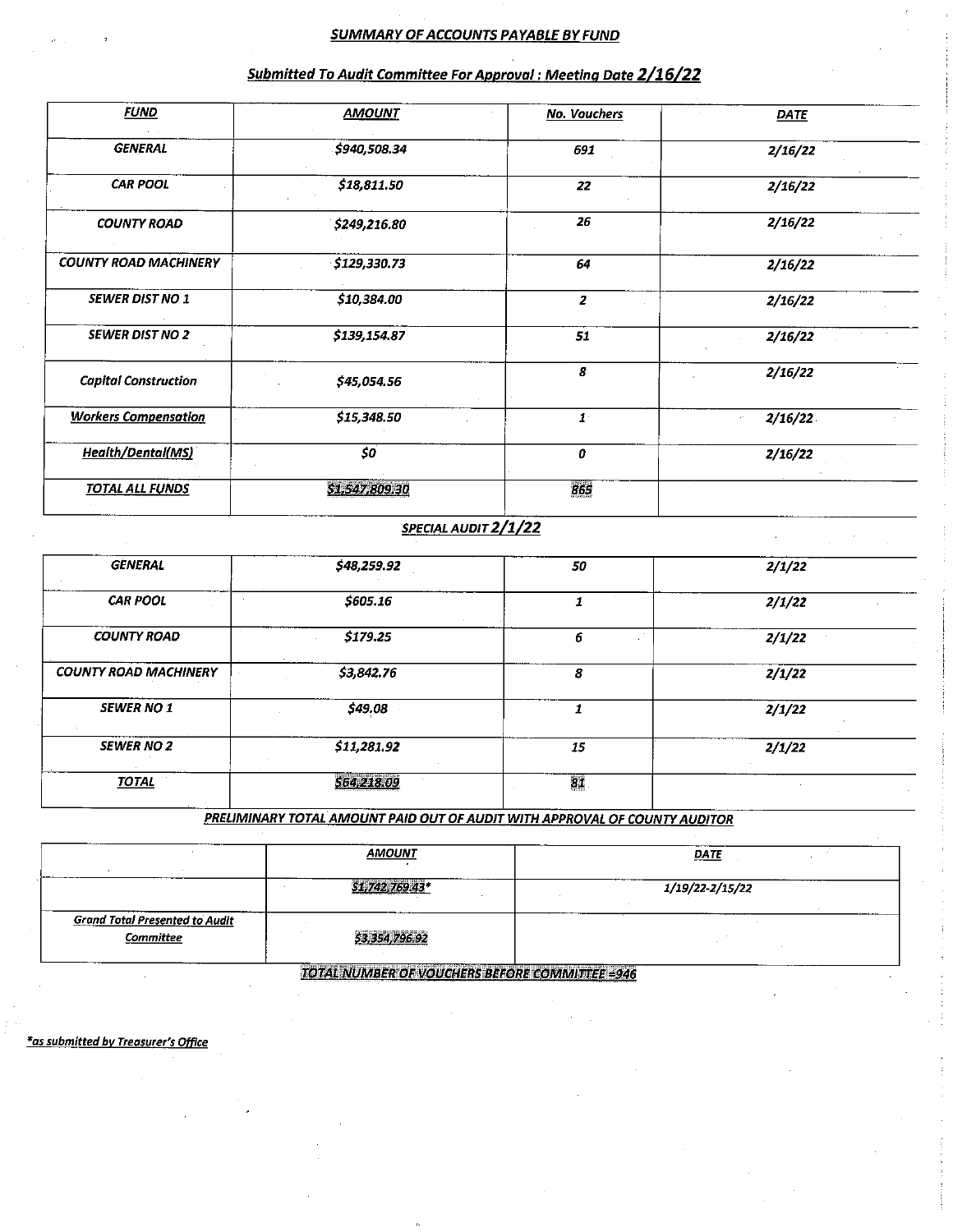## ***SUMMARY OF ACCOUNTS PAYABLE BY FUND***

### ***Submitted To Audit Committee For Approval : Meeting Date 2/16/22***

| ***FUND*** | ***AMOUNT*** | ***No. Vouchers*** | ***DATE*** |
|---|---|---|---|
| *GENERAL* | *$940,508.34* | *691* | *2/16/22* |
| *CAR POOL* | *$18,811.50* | *22* | *2/16/22* |
| *COUNTY ROAD* | *$249,216.80* | *26* | *2/16/22* |
| *COUNTY ROAD MACHINERY* | *$129,330.73* | *64* | *2/16/22* |
| *SEWER DIST NO 1* | *$10,384.00* | *2* | *2/16/22* |
| *SEWER DIST NO 2* | *$139,154.87* | *51* | *2/16/22* |
| *Capital Construction* | *$45,054.56* | *8* | *2/16/22* |
| ***Workers Compensation*** | *$15,348.50* | *1* | *2/16/22* |
| ***Health/Dental(MS)*** | *$0* | *0* | *2/16/22* |
| ***TOTAL ALL FUNDS*** | *$1,547,809.30* | *865* | |

### ***SPECIAL AUDIT 2/1/22***

| | | | |
|---|---|---|---|
| *GENERAL* | *$48,259.92* | *50* | *2/1/22* |
| *CAR POOL* | *$605.16* | *1* | *2/1/22* |
| *COUNTY ROAD* | *$179.25* | *6* | *2/1/22* |
| *COUNTY ROAD MACHINERY* | *$3,842.76* | *8* | *2/1/22* |
| *SEWER NO 1* | *$49.08* | *1* | *2/1/22* |
| *SEWER NO 2* | *$11,281.92* | *15* | *2/1/22* |
| ***TOTAL*** | *$64,218.09* | *81* | |

### ***PRELIMINARY TOTAL AMOUNT PAID OUT OF AUDIT WITH APPROVAL OF COUNTY AUDITOR***

| | ***AMOUNT*** | ***DATE*** |
|---|---|---|
| | *$1,742,769.43** | *1/19/22-2/15/22* |
| ***Grand Total Presented to Audit Committee*** | *$3,354,796.92* | |

***TOTAL NUMBER OF VOUCHERS BEFORE COMMITTEE =946***

****as submitted by Treasurer's Office***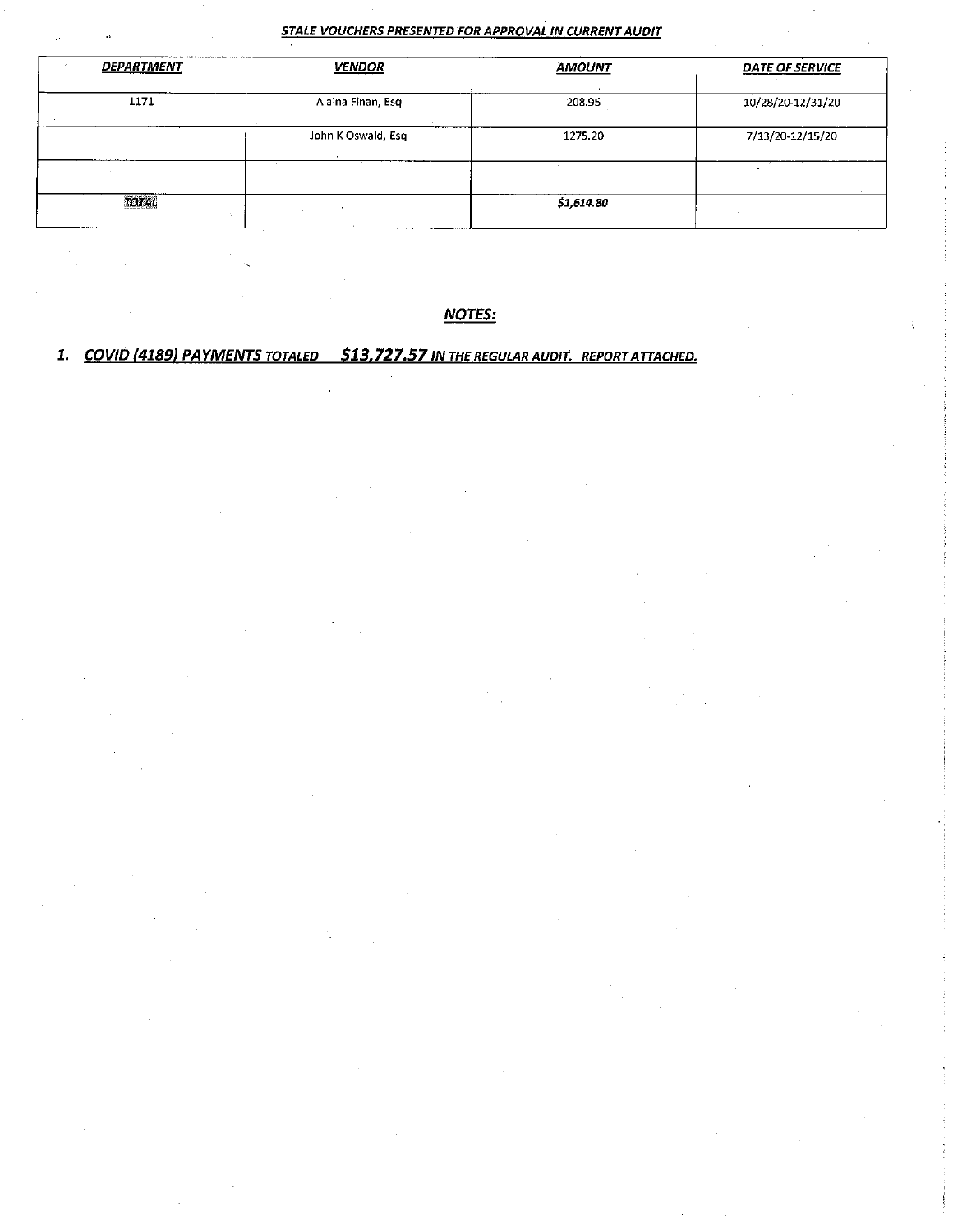***STALE VOUCHERS PRESENTED FOR APPROVAL IN CURRENT AUDIT***

| ***DEPARTMENT*** | ***VENDOR*** | ***AMOUNT*** | ***DATE OF SERVICE*** |
| --- | --- | --- | --- |
| 1171 | Alaina Finan, Esq | 208.95 | 10/28/20-12/31/20 |
| | John K Oswald, Esq | 1275.20 | 7/13/20-12/15/20 |
| | | | |
| ***TOTAL*** | | ***$1,614.80*** | |

***NOTES:***

1. ***COVID (4189) PAYMENTS TOTALED $13,727.57 IN THE REGULAR AUDIT. REPORT ATTACHED.***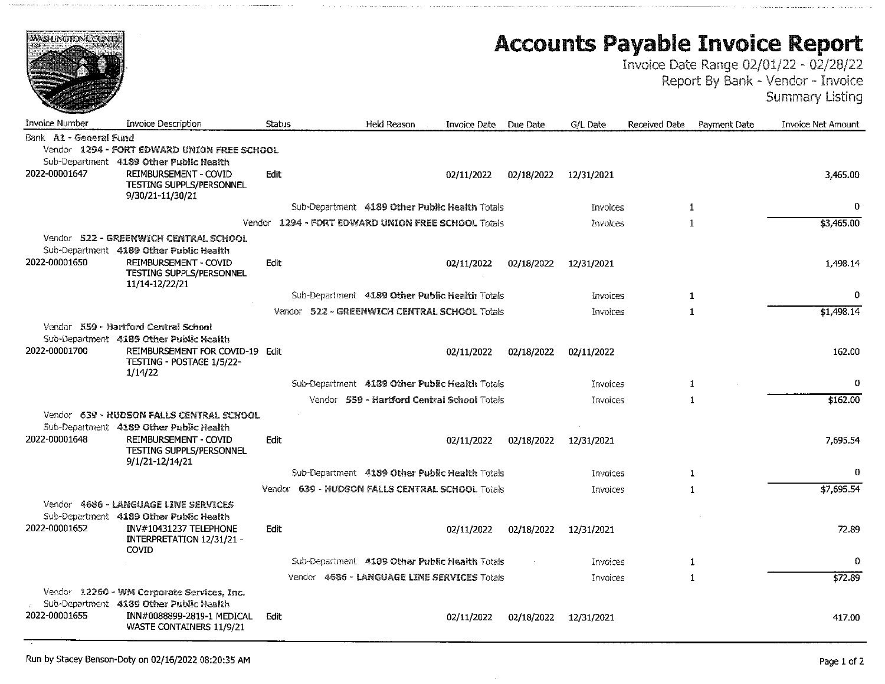# Accounts Payable Invoice Report

Invoice Date Range 02/01/22 - 02/28/22
Report By Bank - Vendor - Invoice
Summary Listing

| Invoice Number | Invoice Description | Status | Held Reason | Invoice Date | Due Date | G/L Date | Received Date | Payment Date | Invoice Net Amount |
|---|---|---|---|---|---|---|---|---|---|
| **Bank A1 - General Fund** | | | | | | | | | |
| **Vendor 1294 - FORT EDWARD UNION FREE SCHOOL** | | | | | | | | | |
| **Sub-Department 4189 Other Public Health** | | | | | | | | | |
| 2022-00001647 | REIMBURSEMENT - COVID TESTING SUPPLS/PERSONNEL 9/30/21-11/30/21 | Edit | | 02/11/2022 | 02/18/2022 | 12/31/2021 | | | 3,465.00 |
| | | Sub-Department 4189 Other Public Health Totals | | | | Invoices | 1 | | 0 |
| | | Vendor 1294 - FORT EDWARD UNION FREE SCHOOL Totals | | | | Invoices | 1 | | $3,465.00 |
| **Vendor 522 - GREENWICH CENTRAL SCHOOL** | | | | | | | | | |
| **Sub-Department 4189 Other Public Health** | | | | | | | | | |
| 2022-00001650 | REIMBURSEMENT - COVID TESTING SUPPLS/PERSONNEL 11/14-12/22/21 | Edit | | 02/11/2022 | 02/18/2022 | 12/31/2021 | | | 1,498.14 |
| | | Sub-Department 4189 Other Public Health Totals | | | | Invoices | 1 | | 0 |
| | | Vendor 522 - GREENWICH CENTRAL SCHOOL Totals | | | | Invoices | 1 | | $1,498.14 |
| **Vendor 559 - Hartford Central School** | | | | | | | | | |
| **Sub-Department 4189 Other Public Health** | | | | | | | | | |
| 2022-00001700 | REIMBURSEMENT FOR COVID-19 TESTING - POSTAGE 1/5/22-1/14/22 | Edit | | 02/11/2022 | 02/18/2022 | 02/11/2022 | | | 162.00 |
| | | Sub-Department 4189 Other Public Health Totals | | | | Invoices | 1 | | 0 |
| | | Vendor 559 - Hartford Central School Totals | | | | Invoices | 1 | | $162.00 |
| **Vendor 639 - HUDSON FALLS CENTRAL SCHOOL** | | | | | | | | | |
| **Sub-Department 4189 Other Public Health** | | | | | | | | | |
| 2022-00001648 | REIMBURSEMENT - COVID TESTING SUPPLS/PERSONNEL 9/1/21-12/14/21 | Edit | | 02/11/2022 | 02/18/2022 | 12/31/2021 | | | 7,695.54 |
| | | Sub-Department 4189 Other Public Health Totals | | | | Invoices | 1 | | 0 |
| | | Vendor 639 - HUDSON FALLS CENTRAL SCHOOL Totals | | | | Invoices | 1 | | $7,695.54 |
| **Vendor 4686 - LANGUAGE LINE SERVICES** | | | | | | | | | |
| **Sub-Department 4189 Other Public Health** | | | | | | | | | |
| 2022-00001652 | INV#10431237 TELEPHONE INTERPRETATION 12/31/21 - COVID | Edit | | 02/11/2022 | 02/18/2022 | 12/31/2021 | | | 72.89 |
| | | Sub-Department 4189 Other Public Health Totals | | | | Invoices | 1 | | 0 |
| | | Vendor 4686 - LANGUAGE LINE SERVICES Totals | | | | Invoices | 1 | | $72.89 |
| **Vendor 12260 - WM Corporate Services, Inc.** | | | | | | | | | |
| **Sub-Department 4189 Other Public Health** | | | | | | | | | |
| 2022-00001655 | INN#0088899-2819-1 MEDICAL WASTE CONTAINERS 11/9/21 | Edit | | 02/11/2022 | 02/18/2022 | 12/31/2021 | | | 417.00 |

Run by Stacey Benson-Doty on 02/16/2022 08:20:35 AM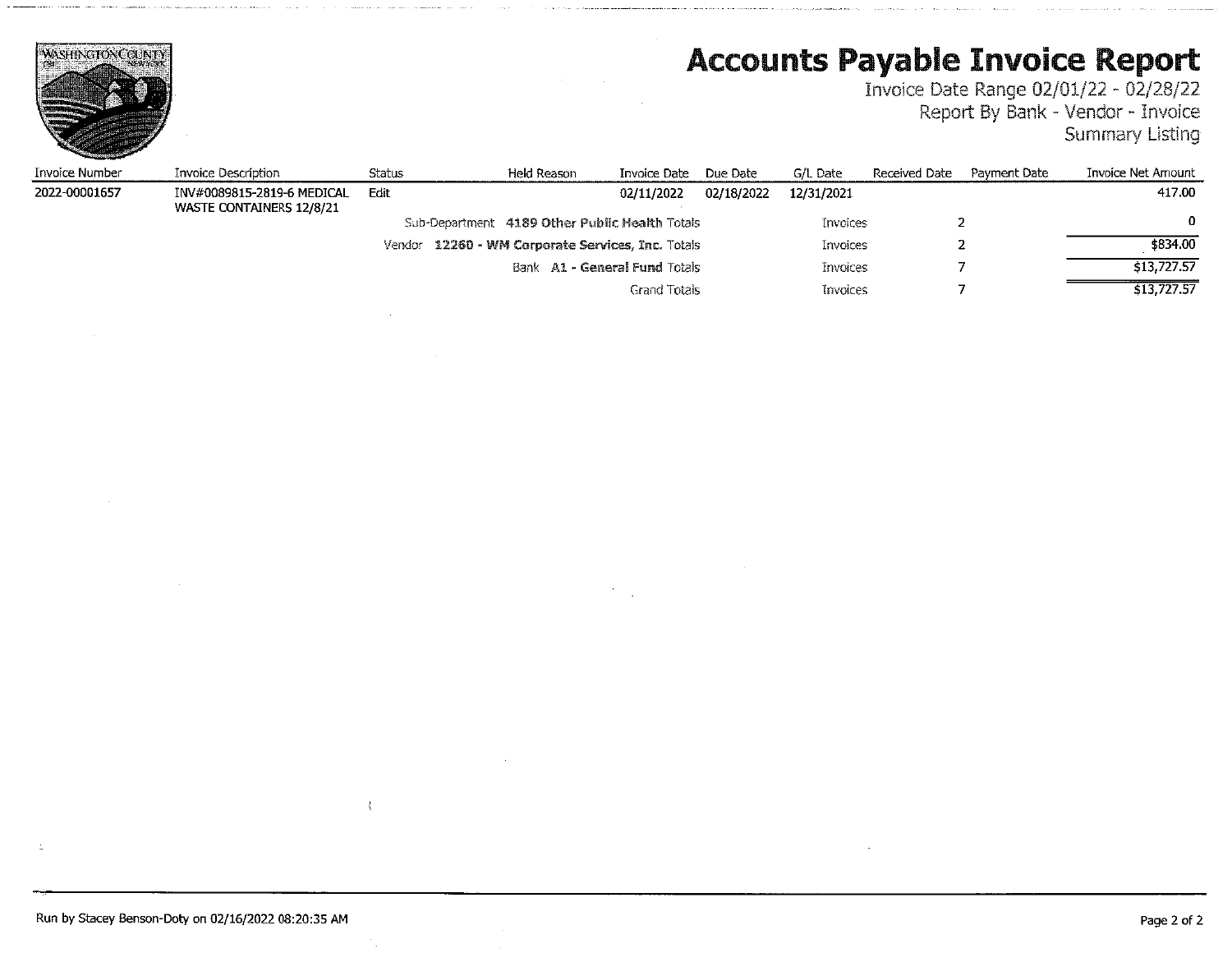# Accounts Payable Invoice Report

Invoice Date Range 02/01/22 - 02/28/22
Report By Bank - Vendor - Invoice
Summary Listing

| Invoice Number | Invoice Description | Status | Held Reason | Invoice Date | Due Date | G/L Date | Received Date | Payment Date | Invoice Net Amount |
|---|---|---|---|---|---|---|---|---|---|
| 2022-00001657 | INV#0089815-2819-6 MEDICAL WASTE CONTAINERS 12/8/21 | Edit | | 02/11/2022 | 02/18/2022 | 12/31/2021 | | | 417.00 |
| | | Sub-Department **4189 Other Public Health** Totals | | | | Invoices | 2 | | 0 |
| | | Vendor **12260 - WM Corporate Services, Inc.** Totals | | | | Invoices | 2 | | $834.00 |
| | | Bank **A1 - General Fund** Totals | | | | Invoices | 7 | | $13,727.57 |
| | | Grand Totals | | | | Invoices | 7 | | $13,727.57 |

Run by Stacey Benson-Doty on 02/16/2022 08:20:35 AM